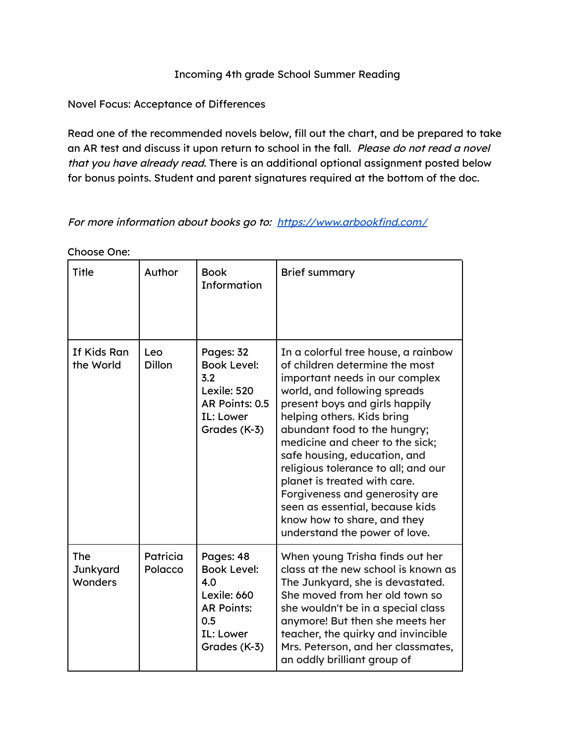Incoming 4th grade School Summer Reading

Novel Focus: Acceptance of Differences

Read one of the recommended novels below, fill out the chart, and be prepared to take an AR test and discuss it upon return to school in the fall. *Please do not read a novel that you have already read.* There is an additional optional assignment posted below for bonus points. Student and parent signatures required at the bottom of the doc.

*For more information about books go to: [https://www.arbookfind.com/](https://www.arbookfind.com/)*

Choose One:

| Title | Author | Book Information | Brief summary |
| --- | --- | --- | --- |
| If Kids Ran the World | Leo Dillon | Pages: 32<br>Book Level: 3.2<br>Lexile: 520<br>AR Points: 0.5<br>IL: Lower Grades (K-3) | In a colorful tree house, a rainbow of children determine the most important needs in our complex world, and following spreads present boys and girls happily helping others. Kids bring abundant food to the hungry; medicine and cheer to the sick; safe housing, education, and religious tolerance to all; and our planet is treated with care. Forgiveness and generosity are seen as essential, because kids know how to share, and they understand the power of love. |
| The Junkyard Wonders | Patricia Polacco | Pages: 48<br>Book Level: 4.0<br>Lexile: 660<br>AR Points: 0.5<br>IL: Lower Grades (K-3) | When young Trisha finds out her class at the new school is known as The Junkyard, she is devastated. She moved from her old town so she wouldn't be in a special class anymore! But then she meets her teacher, the quirky and invincible Mrs. Peterson, and her classmates, an oddly brilliant group of |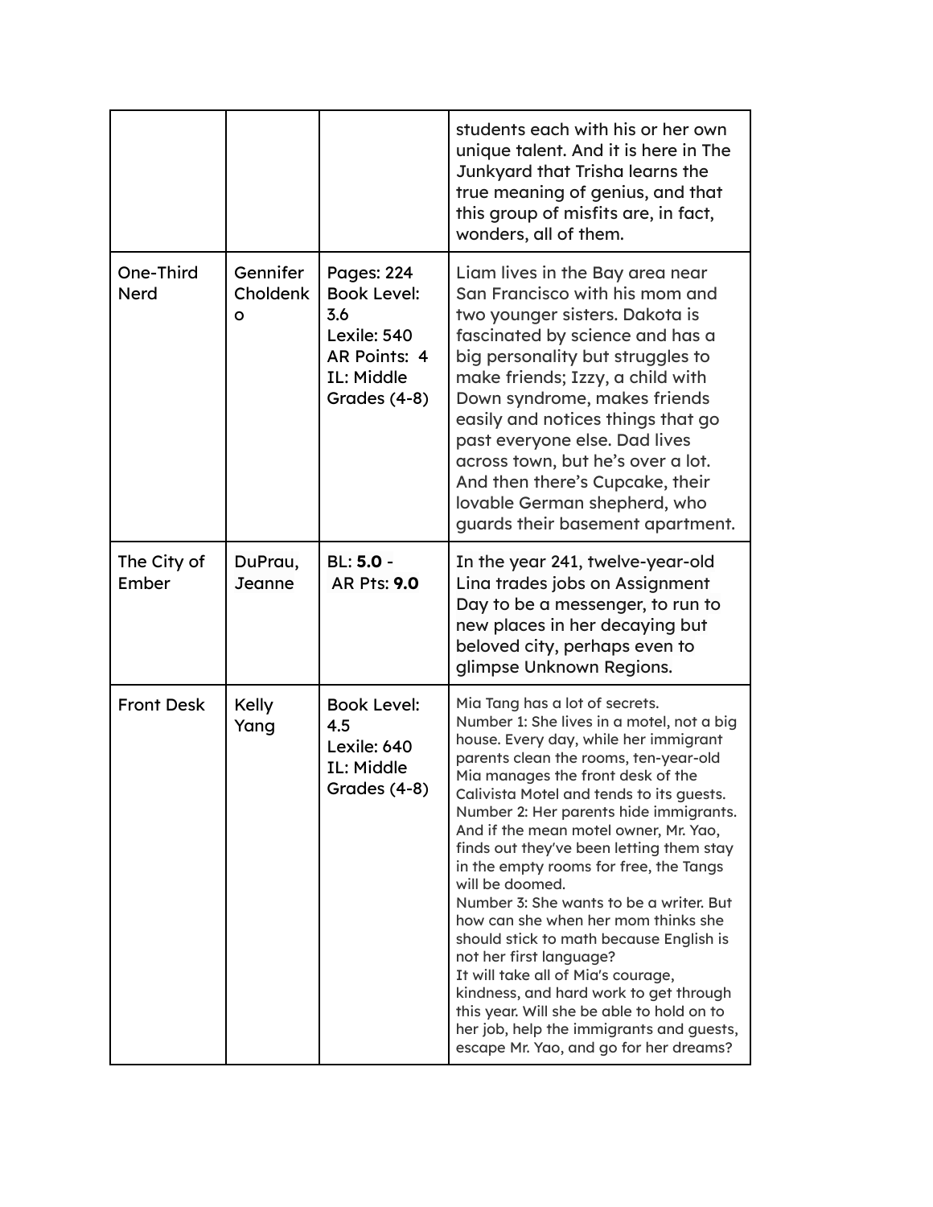| | | | students each with his or her own unique talent. And it is here in The Junkyard that Trisha learns the true meaning of genius, and that this group of misfits are, in fact, wonders, all of them. |
|---|---|---|---|
| One-Third Nerd | Gennifer Choldenko | Pages: 224<br>Book Level: 3.6<br>Lexile: 540<br>AR Points: 4<br>IL: Middle Grades (4-8) | Liam lives in the Bay area near San Francisco with his mom and two younger sisters. Dakota is fascinated by science and has a big personality but struggles to make friends; Izzy, a child with Down syndrome, makes friends easily and notices things that go past everyone else. Dad lives across town, but he's over a lot. And then there's Cupcake, their lovable German shepherd, who guards their basement apartment. |
| The City of Ember | DuPrau, Jeanne | BL: **5.0** -<br>AR Pts: **9.0** | In the year 241, twelve-year-old Lina trades jobs on Assignment Day to be a messenger, to run to new places in her decaying but beloved city, perhaps even to glimpse Unknown Regions. |
| Front Desk | Kelly Yang | Book Level: 4.5<br>Lexile: 640<br>IL: Middle Grades (4-8) | Mia Tang has a lot of secrets.<br>Number 1: She lives in a motel, not a big house. Every day, while her immigrant parents clean the rooms, ten-year-old Mia manages the front desk of the Calivista Motel and tends to its guests.<br>Number 2: Her parents hide immigrants. And if the mean motel owner, Mr. Yao, finds out they've been letting them stay in the empty rooms for free, the Tangs will be doomed.<br>Number 3: She wants to be a writer. But how can she when her mom thinks she should stick to math because English is not her first language?<br>It will take all of Mia's courage, kindness, and hard work to get through this year. Will she be able to hold on to her job, help the immigrants and guests, escape Mr. Yao, and go for her dreams? |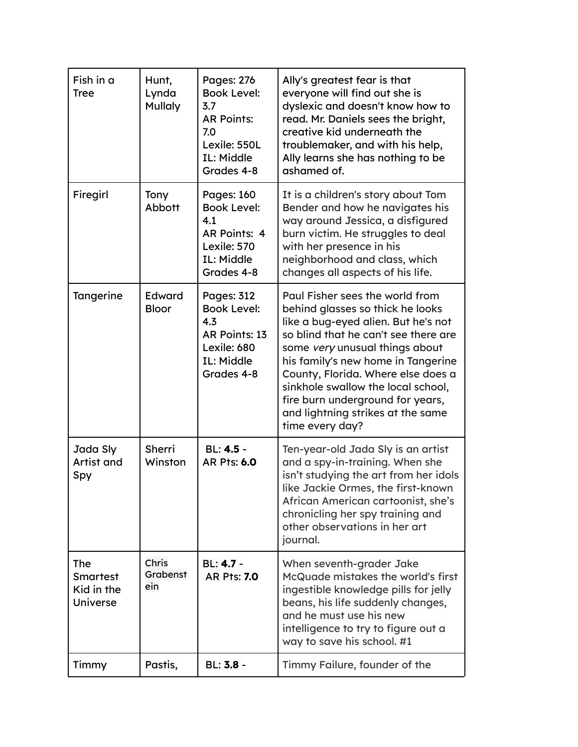| Fish in a Tree | Hunt, Lynda Mullaly | Pages: 276<br>Book Level: 3.7<br>AR Points: 7.0<br>Lexile: 550L<br>IL: Middle Grades 4-8 | Ally's greatest fear is that everyone will find out she is dyslexic and doesn't know how to read. Mr. Daniels sees the bright, creative kid underneath the troublemaker, and with his help, Ally learns she has nothing to be ashamed of. |
|---|---|---|---|
| Firegirl | Tony Abbott | Pages: 160<br>Book Level: 4.1<br>AR Points: 4<br>Lexile: 570<br>IL: Middle Grades 4-8 | It is a children's story about Tom Bender and how he navigates his way around Jessica, a disfigured burn victim. He struggles to deal with her presence in his neighborhood and class, which changes all aspects of his life. |
| Tangerine | Edward Bloor | Pages: 312<br>Book Level: 4.3<br>AR Points: 13<br>Lexile: 680<br>IL: Middle Grades 4-8 | Paul Fisher sees the world from behind glasses so thick he looks like a bug-eyed alien. But he's not so blind that he can't see there are some *very* unusual things about his family's new home in Tangerine County, Florida. Where else does a sinkhole swallow the local school, fire burn underground for years, and lightning strikes at the same time every day? |
| Jada Sly Artist and Spy | Sherri Winston | BL: **4.5** -<br>AR Pts: **6.0** | Ten-year-old Jada Sly is an artist and a spy-in-training. When she isn't studying the art from her idols like Jackie Ormes, the first-known African American cartoonist, she's chronicling her spy training and other observations in her art journal. |
| The Smartest Kid in the Universe | Chris Grabenstein | BL: **4.7** -<br>AR Pts: **7.0** | When seventh-grader Jake McQuade mistakes the world's first ingestible knowledge pills for jelly beans, his life suddenly changes, and he must use his new intelligence to try to figure out a way to save his school. #1 |
| Timmy | Pastis, | BL: **3.8** - | Timmy Failure, founder of the |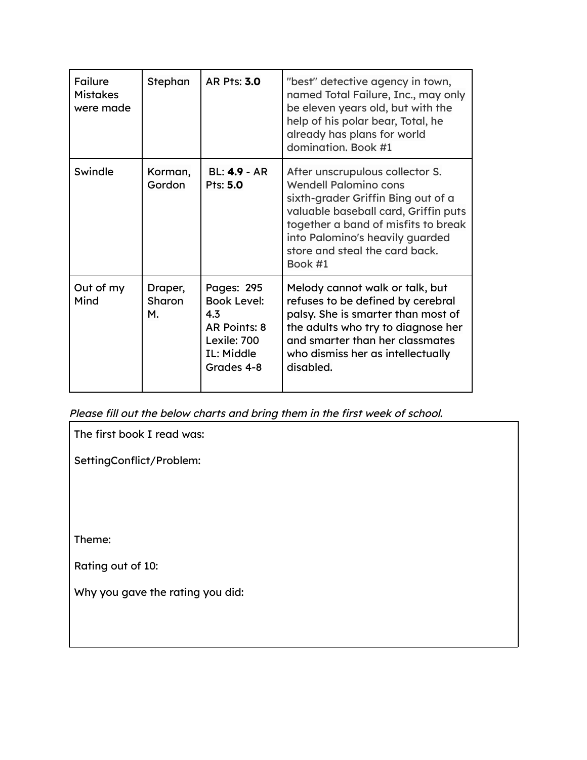| Failure Mistakes were made | Stephan | AR Pts: **3.0** | "best" detective agency in town, named Total Failure, Inc., may only be eleven years old, but with the help of his polar bear, Total, he already has plans for world domination. Book #1 |
|---|---|---|---|
| Swindle | Korman, Gordon | BL: **4.9** - AR Pts: **5.0** | After unscrupulous collector S. Wendell Palomino cons sixth-grader Griffin Bing out of a valuable baseball card, Griffin puts together a band of misfits to break into Palomino's heavily guarded store and steal the card back. Book #1 |
| Out of my Mind | Draper, Sharon M. | Pages: 295<br>Book Level: 4.3<br>AR Points: 8<br>Lexile: 700<br>IL: Middle Grades 4-8 | Melody cannot walk or talk, but refuses to be defined by cerebral palsy. She is smarter than most of the adults who try to diagnose her and smarter than her classmates who dismiss her as intellectually disabled. |

*Please fill out the below charts and bring them in the first week of school.*

| The first book I read was:<br><br>SettingConflict/Problem:<br><br><br><br><br>Theme:<br><br>Rating out of 10:<br><br>Why you gave the rating you did: |
|---|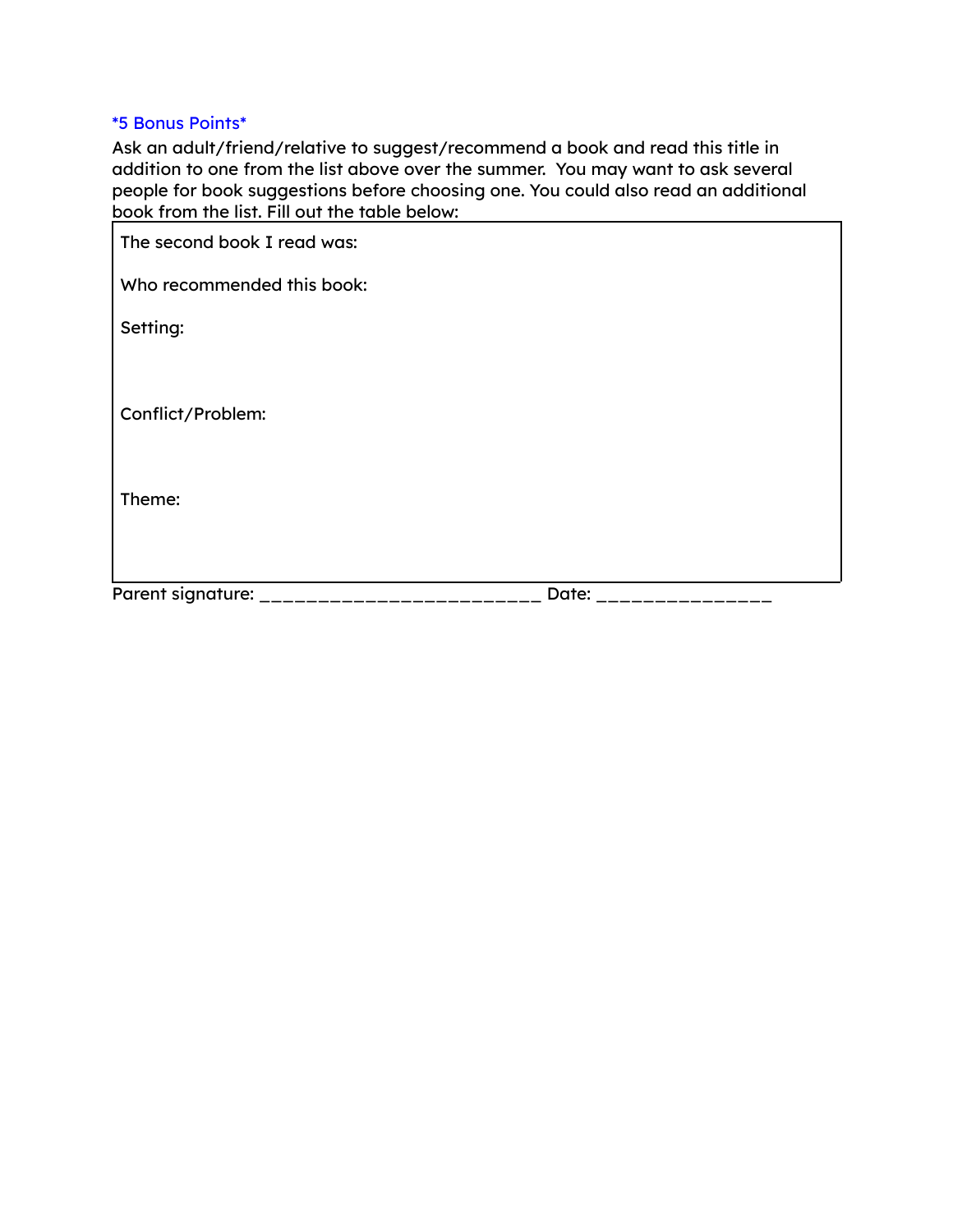*5 Bonus Points*

Ask an adult/friend/relative to suggest/recommend a book and read this title in addition to one from the list above over the summer. You may want to ask several people for book suggestions before choosing one. You could also read an additional book from the list. Fill out the table below:

| |
|---|
| The second book I read was:<br><br>Who recommended this book:<br><br>Setting:<br><br><br>Conflict/Problem:<br><br><br>Theme:<br><br> |

Parent signature: _________________________ Date: _______________